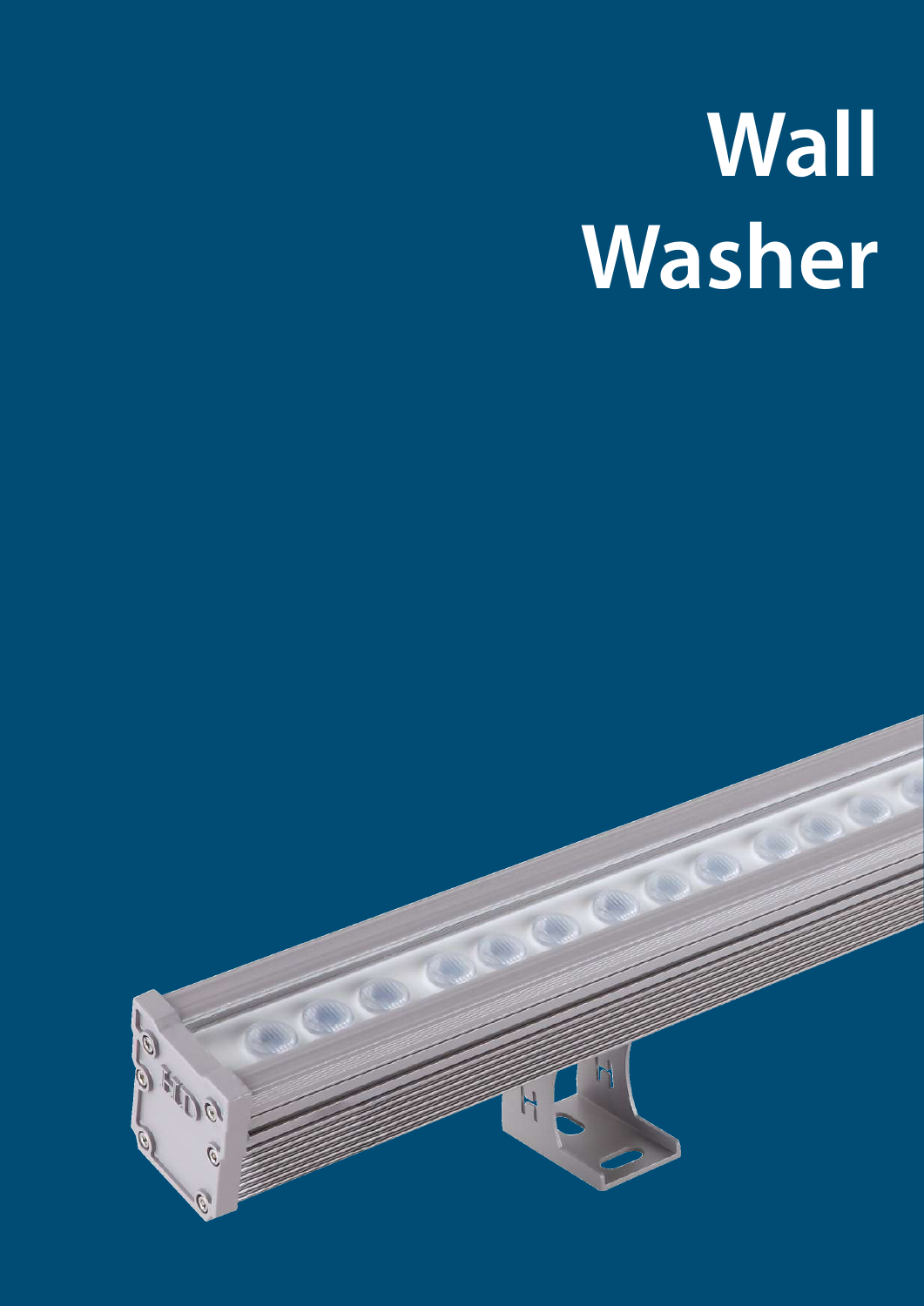# Wall Washer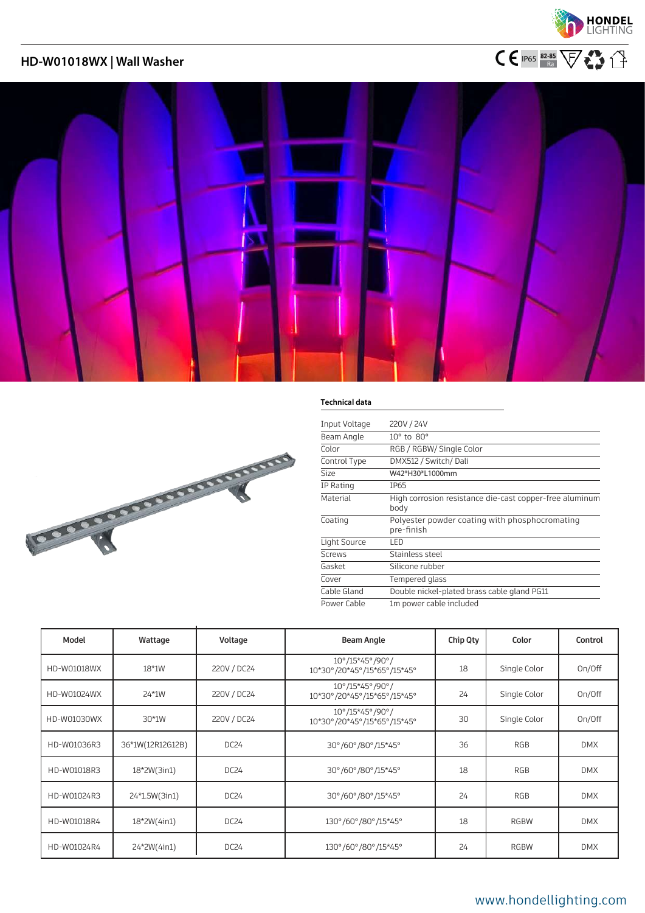# HD-W01018WX | Wall Washer

### Technical data

| | |
|---|---|
| Input Voltage | 220V / 24V |
| Beam Angle | 10° to 80° |
| Color | RGB / RGBW/ Single Color |
| Control Type | DMX512 / Switch/ Dali |
| Size | W42*H30*L1000mm |
| IP Rating | IP65 |
| Material | High corrosion resistance die-cast copper-free aluminum body |
| Coating | Polyester powder coating with phosphocromating pre-finish |
| Light Source | LED |
| Screws | Stainless steel |
| Gasket | Silicone rubber |
| Cover | Tempered glass |
| Cable Gland | Double nickel-plated brass cable gland PG11 |
| Power Cable | 1m power cable included |

| Model | Wattage | Voltage | Beam Angle | Chip Qty | Color | Control |
|---|---|---|---|---|---|---|
| HD-W01018WX | 18*1W | 220V / DC24 | 10°/15*45°/90°/ 10*30°/20*45°/15*65°/15*45° | 18 | Single Color | On/Off |
| HD-W01024WX | 24*1W | 220V / DC24 | 10°/15*45°/90°/ 10*30°/20*45°/15*65°/15*45° | 24 | Single Color | On/Off |
| HD-W01030WX | 30*1W | 220V / DC24 | 10°/15*45°/90°/ 10*30°/20*45°/15*65°/15*45° | 30 | Single Color | On/Off |
| HD-W01036R3 | 36*1W(12R12G12B) | DC24 | 30°/60°/80°/15*45° | 36 | RGB | DMX |
| HD-W01018R3 | 18*2W(3in1) | DC24 | 30°/60°/80°/15*45° | 18 | RGB | DMX |
| HD-W01024R3 | 24*1.5W(3in1) | DC24 | 30°/60°/80°/15*45° | 24 | RGB | DMX |
| HD-W01018R4 | 18*2W(4in1) | DC24 | 130°/60°/80°/15*45° | 18 | RGBW | DMX |
| HD-W01024R4 | 24*2W(4in1) | DC24 | 130°/60°/80°/15*45° | 24 | RGBW | DMX |

www.hondellighting.com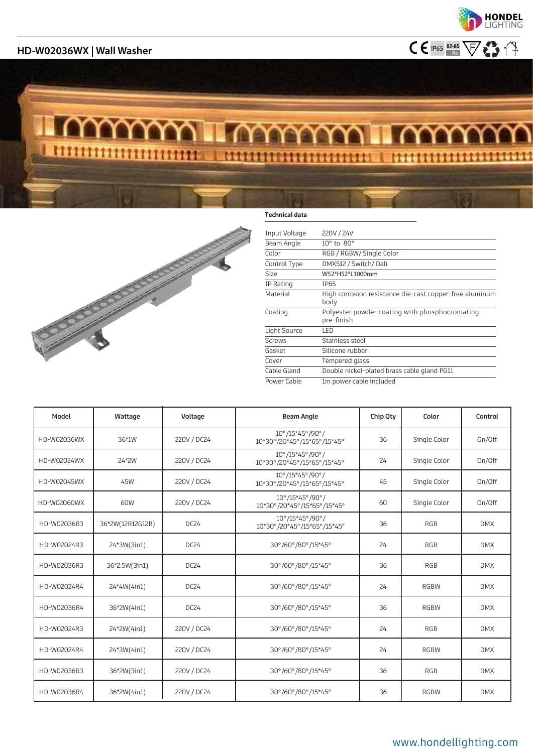## HD-W02036WX | Wall Washer

CE IP65 82-85 Ra

### Technical data

| | |
|---|---|
| Input Voltage | 220V / 24V |
| Beam Angle | 10° to 80° |
| Color | RGB / RGBW/ Single Color |
| Control Type | DMX512 / Switch/ Dali |
| Size | W52*H52*L1000mm |
| IP Rating | IP65 |
| Material | High corrosion resistance die-cast copper-free aluminum body |
| Coating | Polyester powder coating with phosphocromating pre-finish |
| Light Source | LED |
| Screws | Stainless steel |
| Gasket | Silicone rubber |
| Cover | Tempered glass |
| Cable Gland | Double nickel-plated brass cable gland PG11 |
| Power Cable | 1m power cable included |

| Model | Wattage | Voltage | Beam Angle | Chip Qty | Color | Control |
|---|---|---|---|---|---|---|
| HD-W02036WX | 36*1W | 220V / DC24 | 10°/15*45°/90°/ 10*30°/20*45°/15*65°/15*45° | 36 | Single Color | On/Off |
| HD-W02024WX | 24*2W | 220V / DC24 | 10°/15*45°/90°/ 10*30°/20*45°/15*65°/15*45° | 24 | Single Color | On/Off |
| HD-W02045WX | 45W | 220V / DC24 | 10°/15*45°/90°/ 10*30°/20*45°/15*65°/15*45° | 45 | Single Color | On/Off |
| HD-W02060WX | 60W | 220V / DC24 | 10°/15*45°/90°/ 10*30°/20*45°/15*65°/15*45° | 60 | Single Color | On/Off |
| HD-W02036R3 | 36*2W(12R12G12B) | DC24 | 10°/15*45°/90°/ 10*30°/20*45°/15*65°/15*45° | 36 | RGB | DMX |
| HD-W02024R3 | 24*3W(3in1) | DC24 | 30°/60°/80°/15*45° | 24 | RGB | DMX |
| HD-W02036R3 | 36*2.5W(3in1) | DC24 | 30°/60°/80°/15*45° | 36 | RGB | DMX |
| HD-W02024R4 | 24*4W(4in1) | DC24 | 30°/60°/80°/15*45° | 24 | RGBW | DMX |
| HD-W02036R4 | 36*2W(4in1) | DC24 | 30°/60°/80°/15*45° | 36 | RGBW | DMX |
| HD-W02024R3 | 24*2W(4in1) | 220V / DC24 | 30°/60°/80°/15*45° | 24 | RGB | DMX |
| HD-W02024R4 | 24*3W(4in1) | 220V / DC24 | 30°/60°/80°/15*45° | 24 | RGBW | DMX |
| HD-W02036R3 | 36*2W(3in1) | 220V / DC24 | 30°/60°/80°/15*45° | 36 | RGB | DMX |
| HD-W02036R4 | 36*2W(4in1) | 220V / DC24 | 30°/60°/80°/15*45° | 36 | RGBW | DMX |

www.hondellighting.com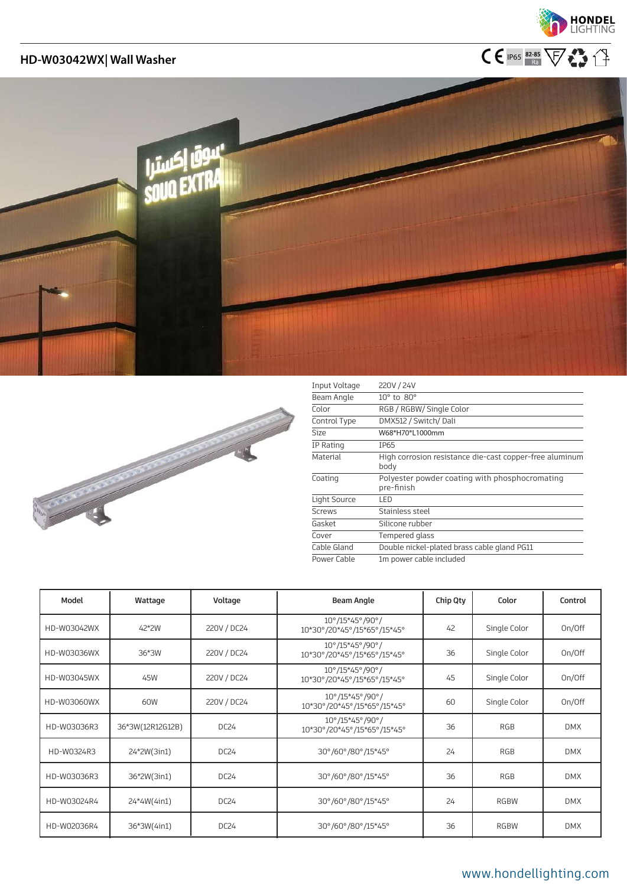## HD-W03042WX| Wall Washer

CE IP65 82-85 Ra

| | |
|---|---|
| Input Voltage | 220V / 24V |
| Beam Angle | 10° to 80° |
| Color | RGB / RGBW/ Single Color |
| Control Type | DMX512 / Switch/ Dali |
| Size | W68*H70*L1000mm |
| IP Rating | IP65 |
| Material | High corrosion resistance die-cast copper-free aluminum body |
| Coating | Polyester powder coating with phosphocromating pre-finish |
| Light Source | LED |
| Screws | Stainless steel |
| Gasket | Silicone rubber |
| Cover | Tempered glass |
| Cable Gland | Double nickel-plated brass cable gland PG11 |
| Power Cable | 1m power cable included |

| Model | Wattage | Voltage | Beam Angle | Chip Qty | Color | Control |
|---|---|---|---|---|---|---|
| HD-W03042WX | 42*2W | 220V / DC24 | 10°/15*45°/90°/ 10*30°/20*45°/15*65°/15*45° | 42 | Single Color | On/Off |
| HD-W03036WX | 36*3W | 220V / DC24 | 10°/15*45°/90°/ 10*30°/20*45°/15*65°/15*45° | 36 | Single Color | On/Off |
| HD-W03045WX | 45W | 220V / DC24 | 10°/15*45°/90°/ 10*30°/20*45°/15*65°/15*45° | 45 | Single Color | On/Off |
| HD-W03060WX | 60W | 220V / DC24 | 10°/15*45°/90°/ 10*30°/20*45°/15*65°/15*45° | 60 | Single Color | On/Off |
| HD-W03036R3 | 36*3W(12R12G12B) | DC24 | 10°/15*45°/90°/ 10*30°/20*45°/15*65°/15*45° | 36 | RGB | DMX |
| HD-W0324R3 | 24*2W(3in1) | DC24 | 30°/60°/80°/15*45° | 24 | RGB | DMX |
| HD-W03036R3 | 36*2W(3in1) | DC24 | 30°/60°/80°/15*45° | 36 | RGB | DMX |
| HD-W03024R4 | 24*4W(4in1) | DC24 | 30°/60°/80°/15*45° | 24 | RGBW | DMX |
| HD-W02036R4 | 36*3W(4in1) | DC24 | 30°/60°/80°/15*45° | 36 | RGBW | DMX |

www.hondellighting.com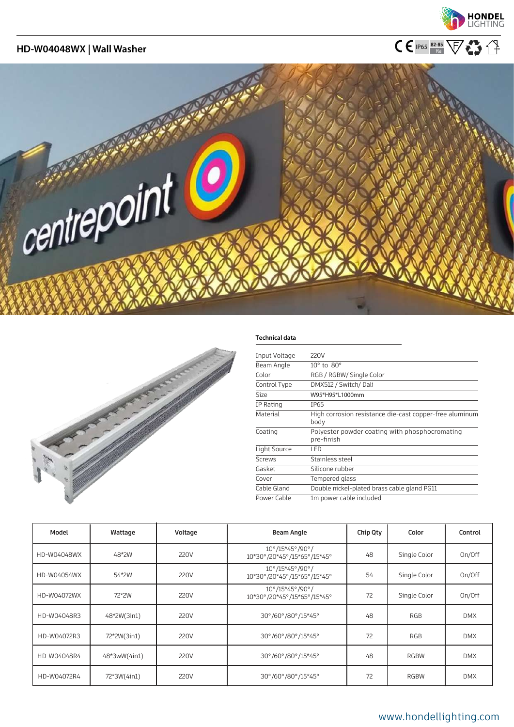## HD-W04048WX | Wall Washer

CE IP65 82-85 Ra

### Technical data

| | |
|---|---|
| Input Voltage | 220V |
| Beam Angle | 10° to 80° |
| Color | RGB / RGBW/ Single Color |
| Control Type | DMX512 / Switch/ Dali |
| Size | W95*H95*L1000mm |
| IP Rating | IP65 |
| Material | High corrosion resistance die-cast copper-free aluminum body |
| Coating | Polyester powder coating with phosphocromating pre-finish |
| Light Source | LED |
| Screws | Stainless steel |
| Gasket | Silicone rubber |
| Cover | Tempered glass |
| Cable Gland | Double nickel-plated brass cable gland PG11 |
| Power Cable | 1m power cable included |

| Model | Wattage | Voltage | Beam Angle | Chip Qty | Color | Control |
|---|---|---|---|---|---|---|
| HD-W04048WX | 48*2W | 220V | 10°/15*45°/90°/ 10*30°/20*45°/15*65°/15*45° | 48 | Single Color | On/Off |
| HD-W04054WX | 54*2W | 220V | 10°/15*45°/90°/ 10*30°/20*45°/15*65°/15*45° | 54 | Single Color | On/Off |
| HD-W04072WX | 72*2W | 220V | 10°/15*45°/90°/ 10*30°/20*45°/15*65°/15*45° | 72 | Single Color | On/Off |
| HD-W04048R3 | 48*2W(3in1) | 220V | 30°/60°/80°/15*45° | 48 | RGB | DMX |
| HD-W04072R3 | 72*2W(3in1) | 220V | 30°/60°/80°/15*45° | 72 | RGB | DMX |
| HD-W04048R4 | 48*3wW(4in1) | 220V | 30°/60°/80°/15*45° | 48 | RGBW | DMX |
| HD-W04072R4 | 72*3W(4in1) | 220V | 30°/60°/80°/15*45° | 72 | RGBW | DMX |

www.hondellighting.com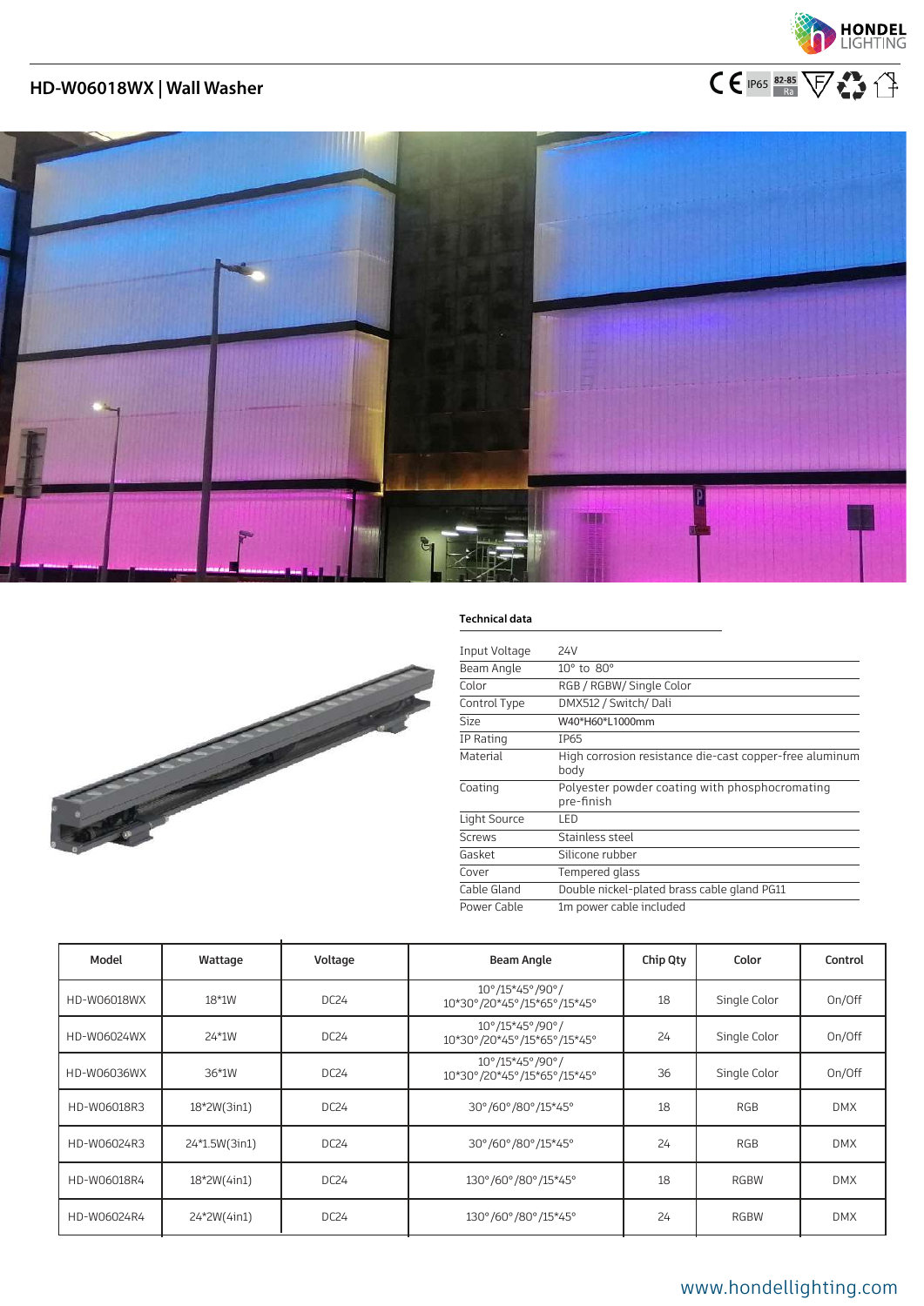# HD-W06018WX | Wall Washer

IP65 82-85 Ra

### Technical data

| | |
|---|---|
| Input Voltage | 24V |
| Beam Angle | 10° to 80° |
| Color | RGB / RGBW/ Single Color |
| Control Type | DMX512 / Switch/ Dali |
| Size | W40*H60*L1000mm |
| IP Rating | IP65 |
| Material | High corrosion resistance die-cast copper-free aluminum body |
| Coating | Polyester powder coating with phosphocromating pre-finish |
| Light Source | LED |
| Screws | Stainless steel |
| Gasket | Silicone rubber |
| Cover | Tempered glass |
| Cable Gland | Double nickel-plated brass cable gland PG11 |
| Power Cable | 1m power cable included |

| Model | Wattage | Voltage | Beam Angle | Chip Qty | Color | Control |
|---|---|---|---|---|---|---|
| HD-W06018WX | 18*1W | DC24 | 10°/15*45°/90°/ 10*30°/20*45°/15*65°/15*45° | 18 | Single Color | On/Off |
| HD-W06024WX | 24*1W | DC24 | 10°/15*45°/90°/ 10*30°/20*45°/15*65°/15*45° | 24 | Single Color | On/Off |
| HD-W06036WX | 36*1W | DC24 | 10°/15*45°/90°/ 10*30°/20*45°/15*65°/15*45° | 36 | Single Color | On/Off |
| HD-W06018R3 | 18*2W(3in1) | DC24 | 30°/60°/80°/15*45° | 18 | RGB | DMX |
| HD-W06024R3 | 24*1.5W(3in1) | DC24 | 30°/60°/80°/15*45° | 24 | RGB | DMX |
| HD-W06018R4 | 18*2W(4in1) | DC24 | 130°/60°/80°/15*45° | 18 | RGBW | DMX |
| HD-W06024R4 | 24*2W(4in1) | DC24 | 130°/60°/80°/15*45° | 24 | RGBW | DMX |

www.hondellighting.com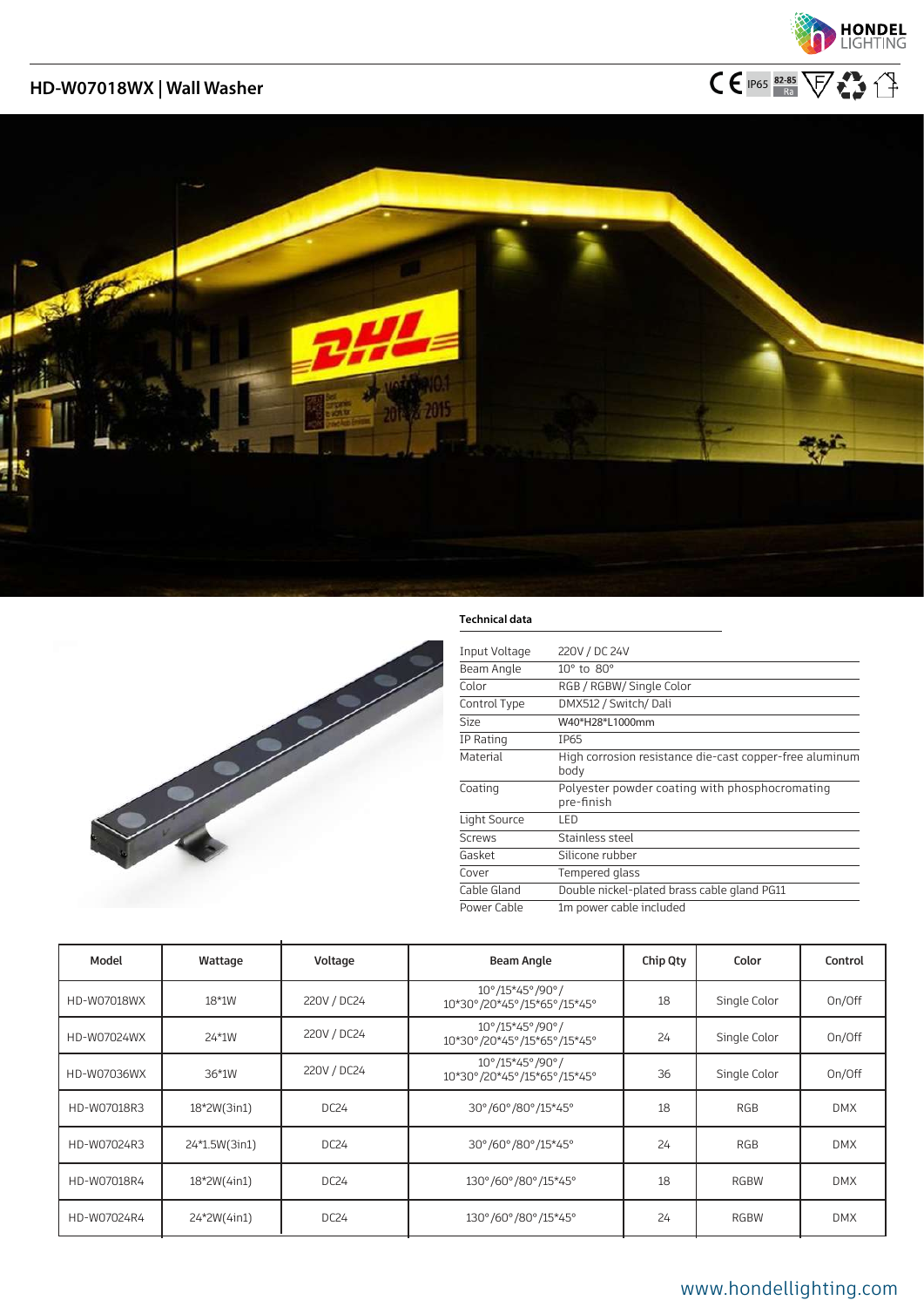## HD-W07018WX | Wall Washer

CE IP65 82-85 Ra

**Technical data**

| | |
|---|---|
| Input Voltage | 220V / DC 24V |
| Beam Angle | 10° to 80° |
| Color | RGB / RGBW/ Single Color |
| Control Type | DMX512 / Switch/ Dali |
| Size | W40*H28*L1000mm |
| IP Rating | IP65 |
| Material | High corrosion resistance die-cast copper-free aluminum body |
| Coating | Polyester powder coating with phosphocromating pre-finish |
| Light Source | LED |
| Screws | Stainless steel |
| Gasket | Silicone rubber |
| Cover | Tempered glass |
| Cable Gland | Double nickel-plated brass cable gland PG11 |
| Power Cable | 1m power cable included |

| Model | Wattage | Voltage | Beam Angle | Chip Qty | Color | Control |
|---|---|---|---|---|---|---|
| HD-W07018WX | 18*1W | 220V / DC24 | 10°/15*45°/90°/ 10*30°/20*45°/15*65°/15*45° | 18 | Single Color | On/Off |
| HD-W07024WX | 24*1W | 220V / DC24 | 10°/15*45°/90°/ 10*30°/20*45°/15*65°/15*45° | 24 | Single Color | On/Off |
| HD-W07036WX | 36*1W | 220V / DC24 | 10°/15*45°/90°/ 10*30°/20*45°/15*65°/15*45° | 36 | Single Color | On/Off |
| HD-W07018R3 | 18*2W(3in1) | DC24 | 30°/60°/80°/15*45° | 18 | RGB | DMX |
| HD-W07024R3 | 24*1.5W(3in1) | DC24 | 30°/60°/80°/15*45° | 24 | RGB | DMX |
| HD-W07018R4 | 18*2W(4in1) | DC24 | 130°/60°/80°/15*45° | 18 | RGBW | DMX |
| HD-W07024R4 | 24*2W(4in1) | DC24 | 130°/60°/80°/15*45° | 24 | RGBW | DMX |

www.hondellighting.com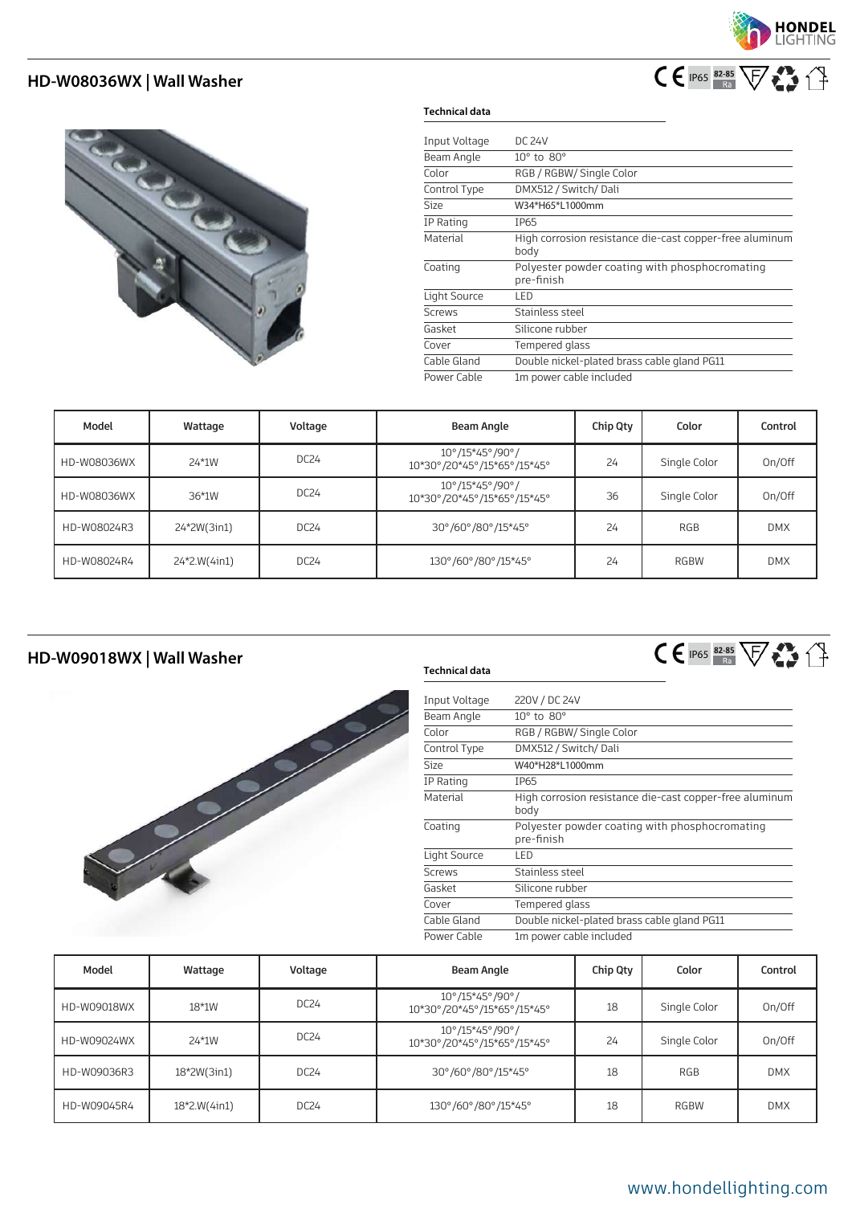## HD-W08036WX | Wall Washer

**Technical data**

| | |
|---|---|
| Input Voltage | DC 24V |
| Beam Angle | 10° to 80° |
| Color | RGB / RGBW/ Single Color |
| Control Type | DMX512 / Switch/ Dali |
| Size | W34*H65*L1000mm |
| IP Rating | IP65 |
| Material | High corrosion resistance die-cast copper-free aluminum body |
| Coating | Polyester powder coating with phosphocromating pre-finish |
| Light Source | LED |
| Screws | Stainless steel |
| Gasket | Silicone rubber |
| Cover | Tempered glass |
| Cable Gland | Double nickel-plated brass cable gland PG11 |
| Power Cable | 1m power cable included |

| Model | Wattage | Voltage | Beam Angle | Chip Qty | Color | Control |
|---|---|---|---|---|---|---|
| HD-W08036WX | 24*1W | DC24 | 10°/15*45°/90°/ 10*30°/20*45°/15*65°/15*45° | 24 | Single Color | On/Off |
| HD-W08036WX | 36*1W | DC24 | 10°/15*45°/90°/ 10*30°/20*45°/15*65°/15*45° | 36 | Single Color | On/Off |
| HD-W08024R3 | 24*2W(3in1) | DC24 | 30°/60°/80°/15*45° | 24 | RGB | DMX |
| HD-W08024R4 | 24*2.W(4in1) | DC24 | 130°/60°/80°/15*45° | 24 | RGBW | DMX |

## HD-W09018WX | Wall Washer

**Technical data**

| | |
|---|---|
| Input Voltage | 220V / DC 24V |
| Beam Angle | 10° to 80° |
| Color | RGB / RGBW/ Single Color |
| Control Type | DMX512 / Switch/ Dali |
| Size | W40*H28*L1000mm |
| IP Rating | IP65 |
| Material | High corrosion resistance die-cast copper-free aluminum body |
| Coating | Polyester powder coating with phosphocromating pre-finish |
| Light Source | LED |
| Screws | Stainless steel |
| Gasket | Silicone rubber |
| Cover | Tempered glass |
| Cable Gland | Double nickel-plated brass cable gland PG11 |
| Power Cable | 1m power cable included |

| Model | Wattage | Voltage | Beam Angle | Chip Qty | Color | Control |
|---|---|---|---|---|---|---|
| HD-W09018WX | 18*1W | DC24 | 10°/15*45°/90°/ 10*30°/20*45°/15*65°/15*45° | 18 | Single Color | On/Off |
| HD-W09024WX | 24*1W | DC24 | 10°/15*45°/90°/ 10*30°/20*45°/15*65°/15*45° | 24 | Single Color | On/Off |
| HD-W09036R3 | 18*2W(3in1) | DC24 | 30°/60°/80°/15*45° | 18 | RGB | DMX |
| HD-W09045R4 | 18*2.W(4in1) | DC24 | 130°/60°/80°/15*45° | 18 | RGBW | DMX |

www.hondellighting.com